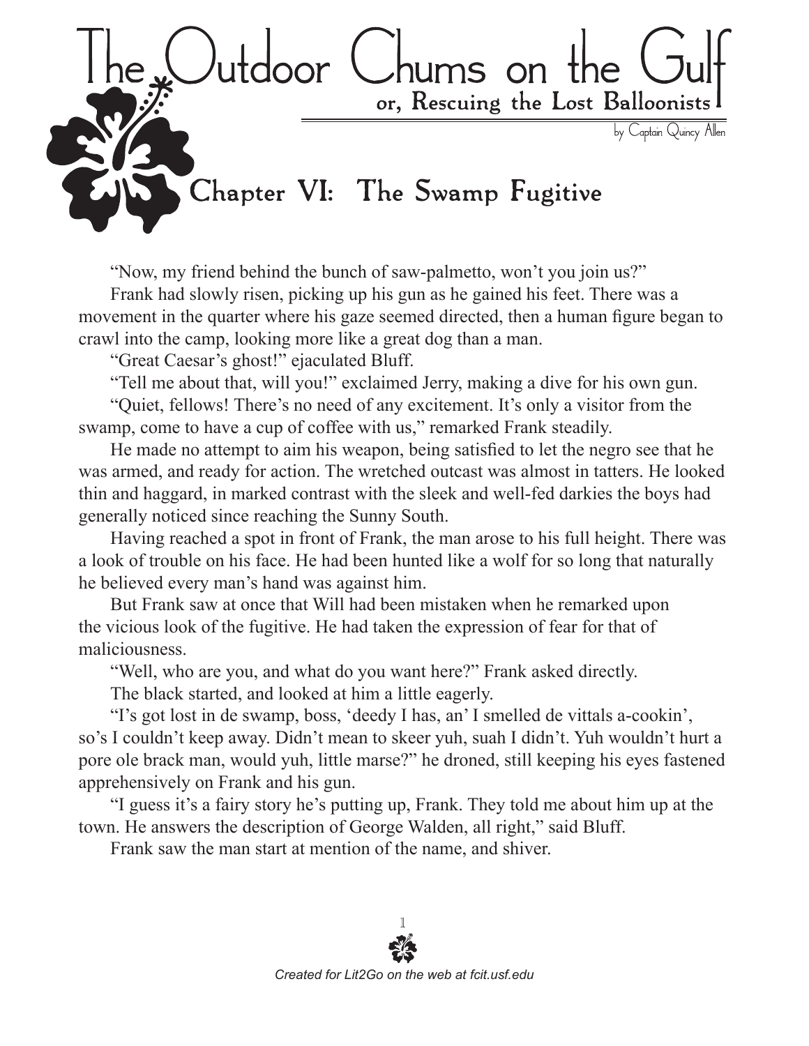# The Outdoor Chums on the Gulf

## or, Rescuing the Lost Balloonists

by Captain Quincy Allen

## Chapter VI: The Swamp Fugitive

"Now, my friend behind the bunch of saw-palmetto, won't you join us?"

Frank had slowly risen, picking up his gun as he gained his feet. There was a movement in the quarter where his gaze seemed directed, then a human figure began to crawl into the camp, looking more like a great dog than a man.

"Great Caesar's ghost!" ejaculated Bluff.

"Tell me about that, will you!" exclaimed Jerry, making a dive for his own gun.

"Quiet, fellows! There's no need of any excitement. It's only a visitor from the swamp, come to have a cup of coffee with us," remarked Frank steadily.

He made no attempt to aim his weapon, being satisfied to let the negro see that he was armed, and ready for action. The wretched outcast was almost in tatters. He looked thin and haggard, in marked contrast with the sleek and well-fed darkies the boys had generally noticed since reaching the Sunny South.

Having reached a spot in front of Frank, the man arose to his full height. There was a look of trouble on his face. He had been hunted like a wolf for so long that naturally he believed every man's hand was against him.

But Frank saw at once that Will had been mistaken when he remarked upon the vicious look of the fugitive. He had taken the expression of fear for that of maliciousness.

"Well, who are you, and what do you want here?" Frank asked directly.

The black started, and looked at him a little eagerly.

"I's got lost in de swamp, boss, 'deedy I has, an' I smelled de vittals a-cookin', so's I couldn't keep away. Didn't mean to skeer yuh, suah I didn't. Yuh wouldn't hurt a pore ole brack man, would yuh, little marse?" he droned, still keeping his eyes fastened apprehensively on Frank and his gun.

"I guess it's a fairy story he's putting up, Frank. They told me about him up at the town. He answers the description of George Walden, all right," said Bluff.

Frank saw the man start at mention of the name, and shiver.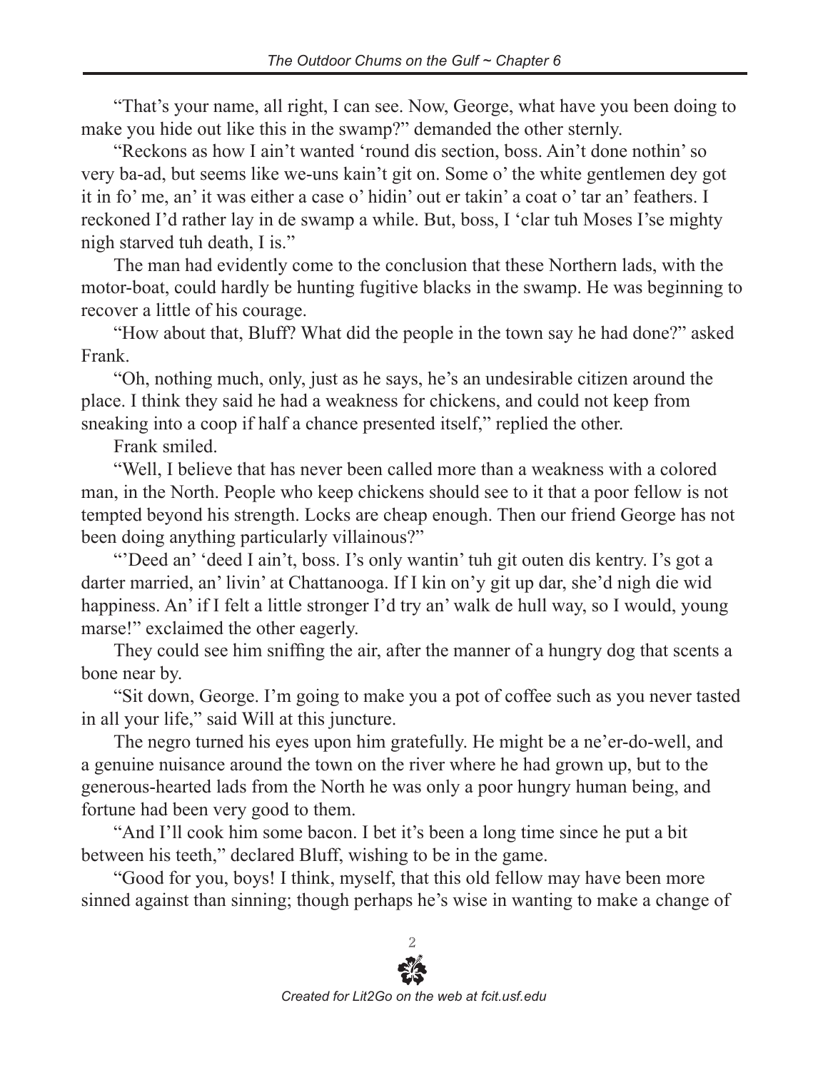"That's your name, all right, I can see. Now, George, what have you been doing to make you hide out like this in the swamp?" demanded the other sternly.

"Reckons as how I ain't wanted 'round dis section, boss. Ain't done nothin' so very ba-ad, but seems like we-uns kain't git on. Some o' the white gentlemen dey got it in fo' me, an' it was either a case o' hidin' out er takin' a coat o' tar an' feathers. I reckoned I'd rather lay in de swamp a while. But, boss, I 'clar tuh Moses I'se mighty nigh starved tuh death, I is."

The man had evidently come to the conclusion that these Northern lads, with the motor-boat, could hardly be hunting fugitive blacks in the swamp. He was beginning to recover a little of his courage.

"How about that, Bluff? What did the people in the town say he had done?" asked Frank.

"Oh, nothing much, only, just as he says, he's an undesirable citizen around the place. I think they said he had a weakness for chickens, and could not keep from sneaking into a coop if half a chance presented itself," replied the other.

Frank smiled.

"Well, I believe that has never been called more than a weakness with a colored man, in the North. People who keep chickens should see to it that a poor fellow is not tempted beyond his strength. Locks are cheap enough. Then our friend George has not been doing anything particularly villainous?"

"'Deed an' 'deed I ain't, boss. I's only wantin' tuh git outen dis kentry. I's got a darter married, an' livin' at Chattanooga. If I kin on'y git up dar, she'd nigh die wid happiness. An' if I felt a little stronger I'd try an' walk de hull way, so I would, young marse!" exclaimed the other eagerly.

They could see him sniffing the air, after the manner of a hungry dog that scents a bone near by.

"Sit down, George. I'm going to make you a pot of coffee such as you never tasted in all your life," said Will at this juncture.

The negro turned his eyes upon him gratefully. He might be a ne'er-do-well, and a genuine nuisance around the town on the river where he had grown up, but to the generous-hearted lads from the North he was only a poor hungry human being, and fortune had been very good to them.

"And I'll cook him some bacon. I bet it's been a long time since he put a bit between his teeth," declared Bluff, wishing to be in the game.

"Good for you, boys! I think, myself, that this old fellow may have been more sinned against than sinning; though perhaps he's wise in wanting to make a change of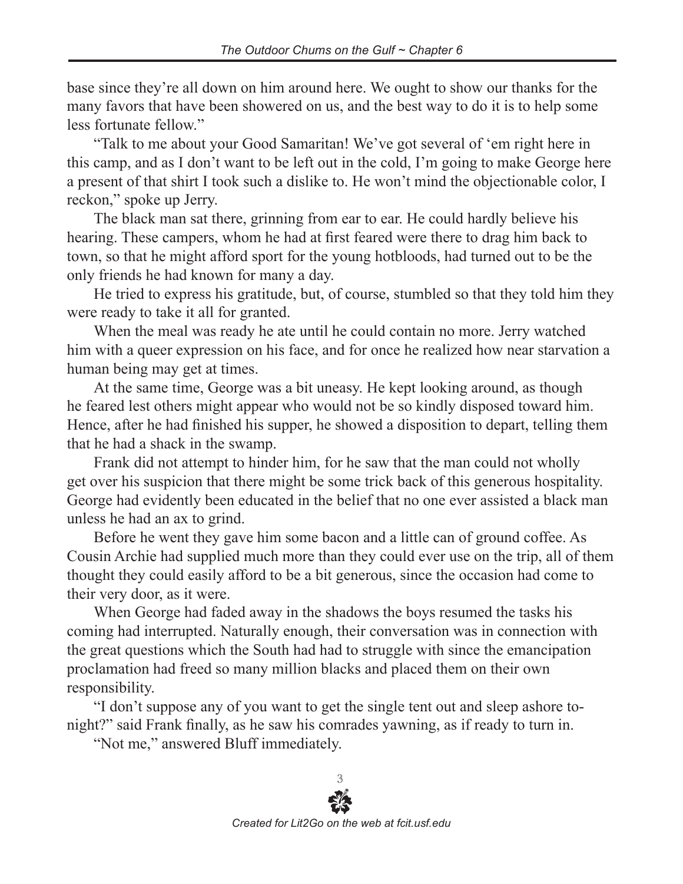base since they're all down on him around here. We ought to show our thanks for the many favors that have been showered on us, and the best way to do it is to help some less fortunate fellow."

"Talk to me about your Good Samaritan! We've got several of 'em right here in this camp, and as I don't want to be left out in the cold, I'm going to make George here a present of that shirt I took such a dislike to. He won't mind the objectionable color, I reckon," spoke up Jerry.

The black man sat there, grinning from ear to ear. He could hardly believe his hearing. These campers, whom he had at first feared were there to drag him back to town, so that he might afford sport for the young hotbloods, had turned out to be the only friends he had known for many a day.

He tried to express his gratitude, but, of course, stumbled so that they told him they were ready to take it all for granted.

When the meal was ready he ate until he could contain no more. Jerry watched him with a queer expression on his face, and for once he realized how near starvation a human being may get at times.

At the same time, George was a bit uneasy. He kept looking around, as though he feared lest others might appear who would not be so kindly disposed toward him. Hence, after he had finished his supper, he showed a disposition to depart, telling them that he had a shack in the swamp.

Frank did not attempt to hinder him, for he saw that the man could not wholly get over his suspicion that there might be some trick back of this generous hospitality. George had evidently been educated in the belief that no one ever assisted a black man unless he had an ax to grind.

Before he went they gave him some bacon and a little can of ground coffee. As Cousin Archie had supplied much more than they could ever use on the trip, all of them thought they could easily afford to be a bit generous, since the occasion had come to their very door, as it were.

When George had faded away in the shadows the boys resumed the tasks his coming had interrupted. Naturally enough, their conversation was in connection with the great questions which the South had had to struggle with since the emancipation proclamation had freed so many million blacks and placed them on their own responsibility.

"I don't suppose any of you want to get the single tent out and sleep ashore to-night?" said Frank finally, as he saw his comrades yawning, as if ready to turn in.

"Not me," answered Bluff immediately.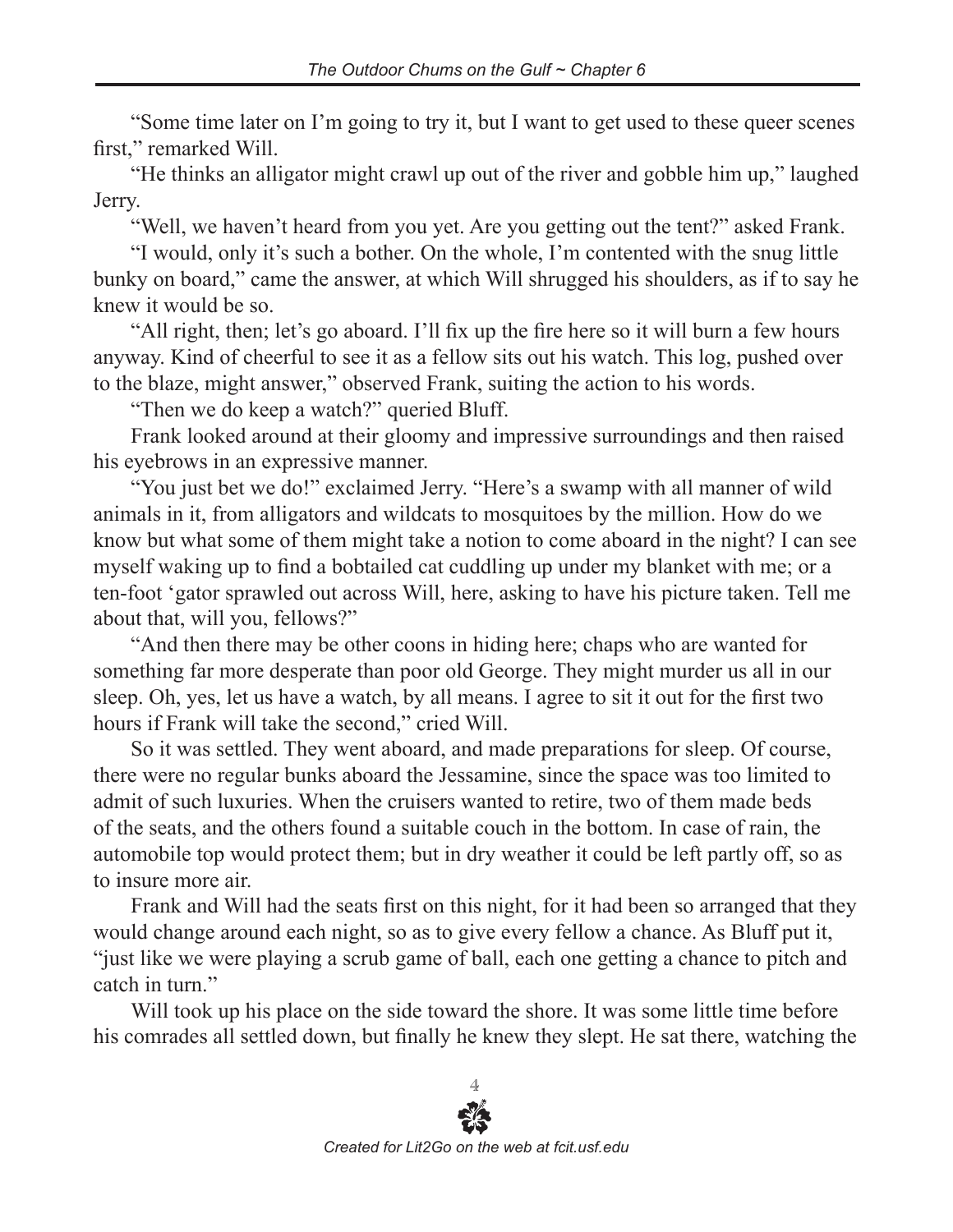"Some time later on I'm going to try it, but I want to get used to these queer scenes first," remarked Will.

"He thinks an alligator might crawl up out of the river and gobble him up," laughed Jerry.

"Well, we haven't heard from you yet. Are you getting out the tent?" asked Frank.

"I would, only it's such a bother. On the whole, I'm contented with the snug little bunky on board," came the answer, at which Will shrugged his shoulders, as if to say he knew it would be so.

"All right, then; let's go aboard. I'll fix up the fire here so it will burn a few hours anyway. Kind of cheerful to see it as a fellow sits out his watch. This log, pushed over to the blaze, might answer," observed Frank, suiting the action to his words.

"Then we do keep a watch?" queried Bluff.

Frank looked around at their gloomy and impressive surroundings and then raised his eyebrows in an expressive manner.

"You just bet we do!" exclaimed Jerry. "Here's a swamp with all manner of wild animals in it, from alligators and wildcats to mosquitoes by the million. How do we know but what some of them might take a notion to come aboard in the night? I can see myself waking up to find a bobtailed cat cuddling up under my blanket with me; or a ten-foot 'gator sprawled out across Will, here, asking to have his picture taken. Tell me about that, will you, fellows?"

"And then there may be other coons in hiding here; chaps who are wanted for something far more desperate than poor old George. They might murder us all in our sleep. Oh, yes, let us have a watch, by all means. I agree to sit it out for the first two hours if Frank will take the second," cried Will.

So it was settled. They went aboard, and made preparations for sleep. Of course, there were no regular bunks aboard the Jessamine, since the space was too limited to admit of such luxuries. When the cruisers wanted to retire, two of them made beds of the seats, and the others found a suitable couch in the bottom. In case of rain, the automobile top would protect them; but in dry weather it could be left partly off, so as to insure more air.

Frank and Will had the seats first on this night, for it had been so arranged that they would change around each night, so as to give every fellow a chance. As Bluff put it, "just like we were playing a scrub game of ball, each one getting a chance to pitch and catch in turn."

Will took up his place on the side toward the shore. It was some little time before his comrades all settled down, but finally he knew they slept. He sat there, watching the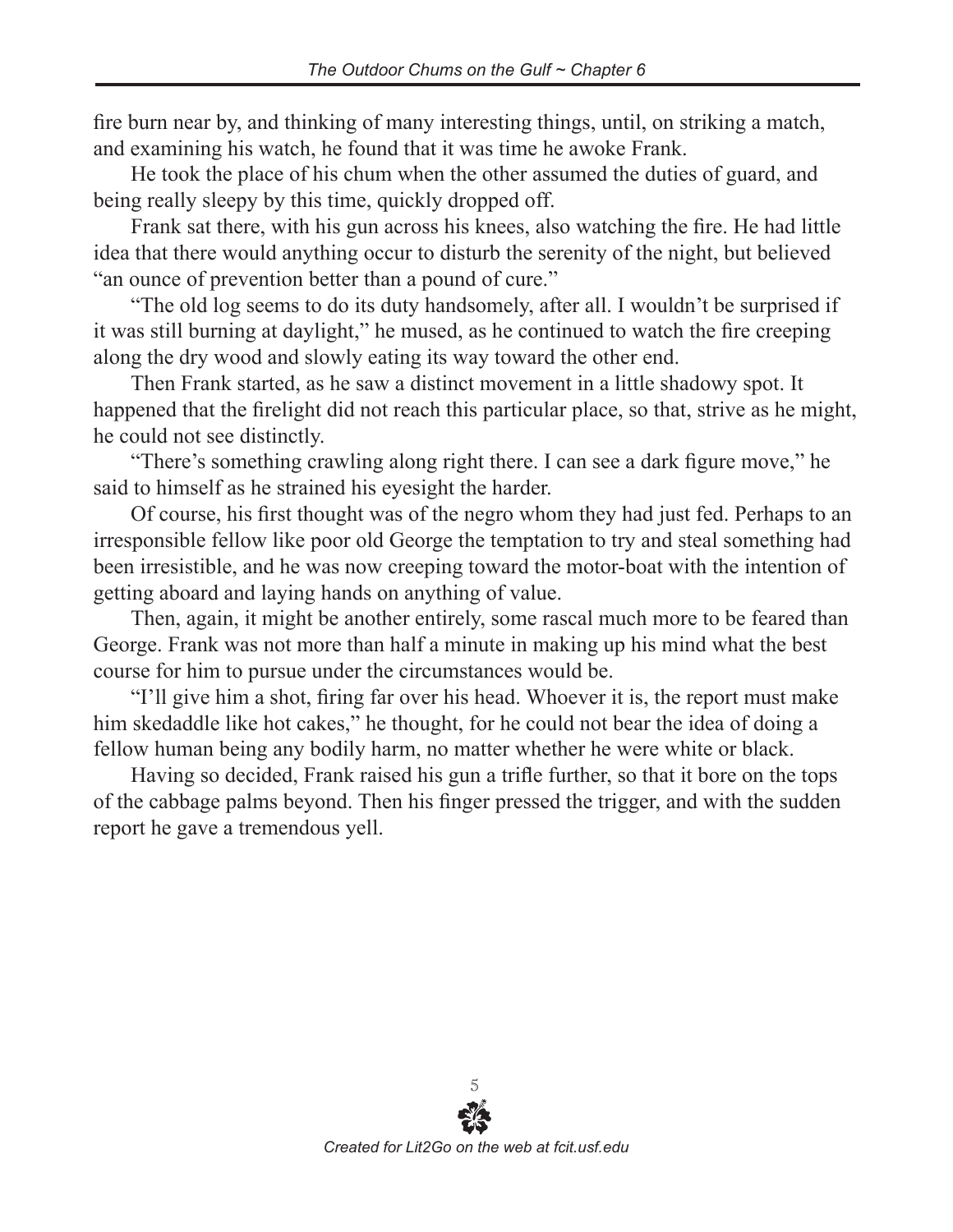fire burn near by, and thinking of many interesting things, until, on striking a match, and examining his watch, he found that it was time he awoke Frank.

He took the place of his chum when the other assumed the duties of guard, and being really sleepy by this time, quickly dropped off.

Frank sat there, with his gun across his knees, also watching the fire. He had little idea that there would anything occur to disturb the serenity of the night, but believed "an ounce of prevention better than a pound of cure."

"The old log seems to do its duty handsomely, after all. I wouldn't be surprised if it was still burning at daylight," he mused, as he continued to watch the fire creeping along the dry wood and slowly eating its way toward the other end.

Then Frank started, as he saw a distinct movement in a little shadowy spot. It happened that the firelight did not reach this particular place, so that, strive as he might, he could not see distinctly.

"There's something crawling along right there. I can see a dark figure move," he said to himself as he strained his eyesight the harder.

Of course, his first thought was of the negro whom they had just fed. Perhaps to an irresponsible fellow like poor old George the temptation to try and steal something had been irresistible, and he was now creeping toward the motor-boat with the intention of getting aboard and laying hands on anything of value.

Then, again, it might be another entirely, some rascal much more to be feared than George. Frank was not more than half a minute in making up his mind what the best course for him to pursue under the circumstances would be.

"I'll give him a shot, firing far over his head. Whoever it is, the report must make him skedaddle like hot cakes," he thought, for he could not bear the idea of doing a fellow human being any bodily harm, no matter whether he were white or black.

Having so decided, Frank raised his gun a trifle further, so that it bore on the tops of the cabbage palms beyond. Then his finger pressed the trigger, and with the sudden report he gave a tremendous yell.